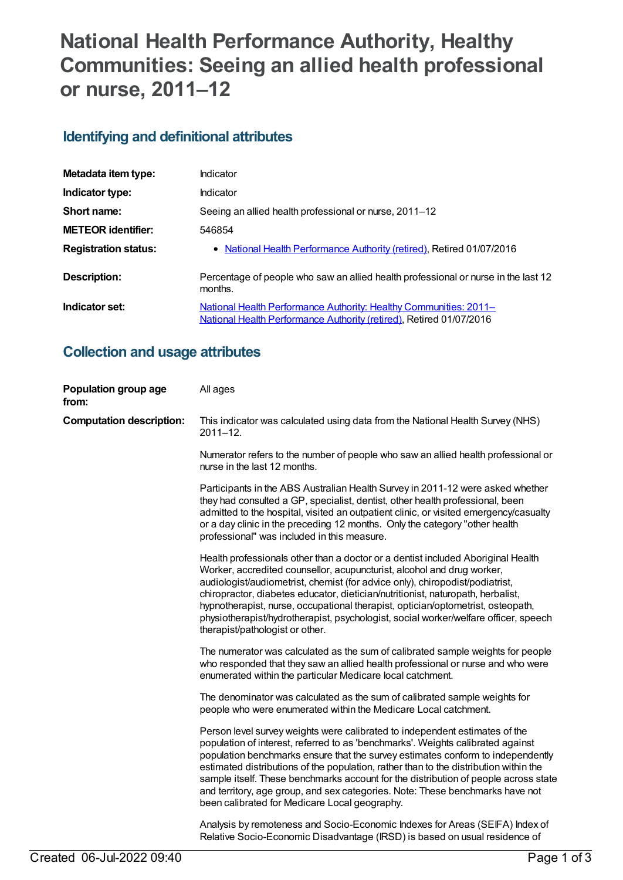# National Health Performance Authority, Healthy Communities: Seeing an allied health professional or nurse, 2011–12

## Identifying and definitional attributes

| | |
|---|---|
| **Metadata item type:** | Indicator |
| **Indicator type:** | Indicator |
| **Short name:** | Seeing an allied health professional or nurse, 2011–12 |
| **METEOR identifier:** | 546854 |
| **Registration status:** | • National Health Performance Authority (retired), Retired 01/07/2016 |
| **Description:** | Percentage of people who saw an allied health professional or nurse in the last 12 months. |
| **Indicator set:** | National Health Performance Authority: Healthy Communities: 2011– National Health Performance Authority (retired), Retired 01/07/2016 |

## Collection and usage attributes

**Population group age from:** All ages

**Computation description:**

This indicator was calculated using data from the National Health Survey (NHS) 2011–12.

Numerator refers to the number of people who saw an allied health professional or nurse in the last 12 months.

Participants in the ABS Australian Health Survey in 2011-12 were asked whether they had consulted a GP, specialist, dentist, other health professional, been admitted to the hospital, visited an outpatient clinic, or visited emergency/casualty or a day clinic in the preceding 12 months. Only the category "other health professional" was included in this measure.

Health professionals other than a doctor or a dentist included Aboriginal Health Worker, accredited counsellor, acupuncturist, alcohol and drug worker, audiologist/audiometrist, chemist (for advice only), chiropodist/podiatrist, chiropractor, diabetes educator, dietician/nutritionist, naturopath, herbalist, hypnotherapist, nurse, occupational therapist, optician/optometrist, osteopath, physiotherapist/hydrotherapist, psychologist, social worker/welfare officer, speech therapist/pathologist or other.

The numerator was calculated as the sum of calibrated sample weights for people who responded that they saw an allied health professional or nurse and who were enumerated within the particular Medicare local catchment.

The denominator was calculated as the sum of calibrated sample weights for people who were enumerated within the Medicare Local catchment.

Person level survey weights were calibrated to independent estimates of the population of interest, referred to as 'benchmarks'. Weights calibrated against population benchmarks ensure that the survey estimates conform to independently estimated distributions of the population, rather than to the distribution within the sample itself. These benchmarks account for the distribution of people across state and territory, age group, and sex categories. Note: These benchmarks have not been calibrated for Medicare Local geography.

Analysis by remoteness and Socio-Economic Indexes for Areas (SEIFA) Index of Relative Socio-Economic Disadvantage (IRSD) is based on usual residence of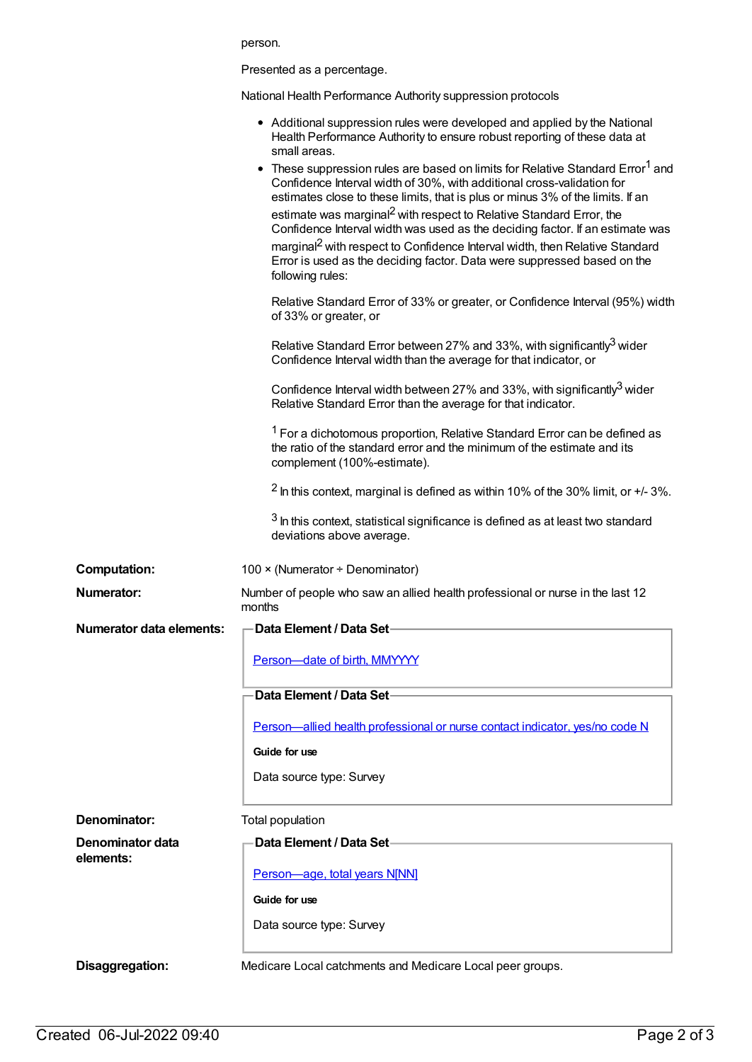person.

Presented as a percentage.

National Health Performance Authority suppression protocols

- Additional suppression rules were developed and applied by the National Health Performance Authority to ensure robust reporting of these data at small areas.
- These suppression rules are based on limits for Relative Standard Error[1] and Confidence Interval width of 30%, with additional cross-validation for estimates close to these limits, that is plus or minus 3% of the limits. If an estimate was marginal[2] with respect to Relative Standard Error, the Confidence Interval width was used as the deciding factor. If an estimate was marginal[2] with respect to Confidence Interval width, then Relative Standard Error is used as the deciding factor. Data were suppressed based on the following rules:

  Relative Standard Error of 33% or greater, or Confidence Interval (95%) width of 33% or greater, or

  Relative Standard Error between 27% and 33%, with significantly[3] wider Confidence Interval width than the average for that indicator, or

  Confidence Interval width between 27% and 33%, with significantly[3] wider Relative Standard Error than the average for that indicator.

  [1] For a dichotomous proportion, Relative Standard Error can be defined as the ratio of the standard error and the minimum of the estimate and its complement (100%-estimate).

  [2] In this context, marginal is defined as within 10% of the 30% limit, or +/- 3%.

  [3] In this context, statistical significance is defined as at least two standard deviations above average.

**Computation:** 100 × (Numerator ÷ Denominator)

**Numerator:** Number of people who saw an allied health professional or nurse in the last 12 months

**Numerator data elements:**

**Data Element / Data Set**

Person—date of birth, MMYYYY

**Data Element / Data Set**

Person—allied health professional or nurse contact indicator, yes/no code N

**Guide for use**

Data source type: Survey

**Denominator:** Total population

**Denominator data elements:**

**Data Element / Data Set**

Person—age, total years N[NN]

**Guide for use**

Data source type: Survey

**Disaggregation:** Medicare Local catchments and Medicare Local peer groups.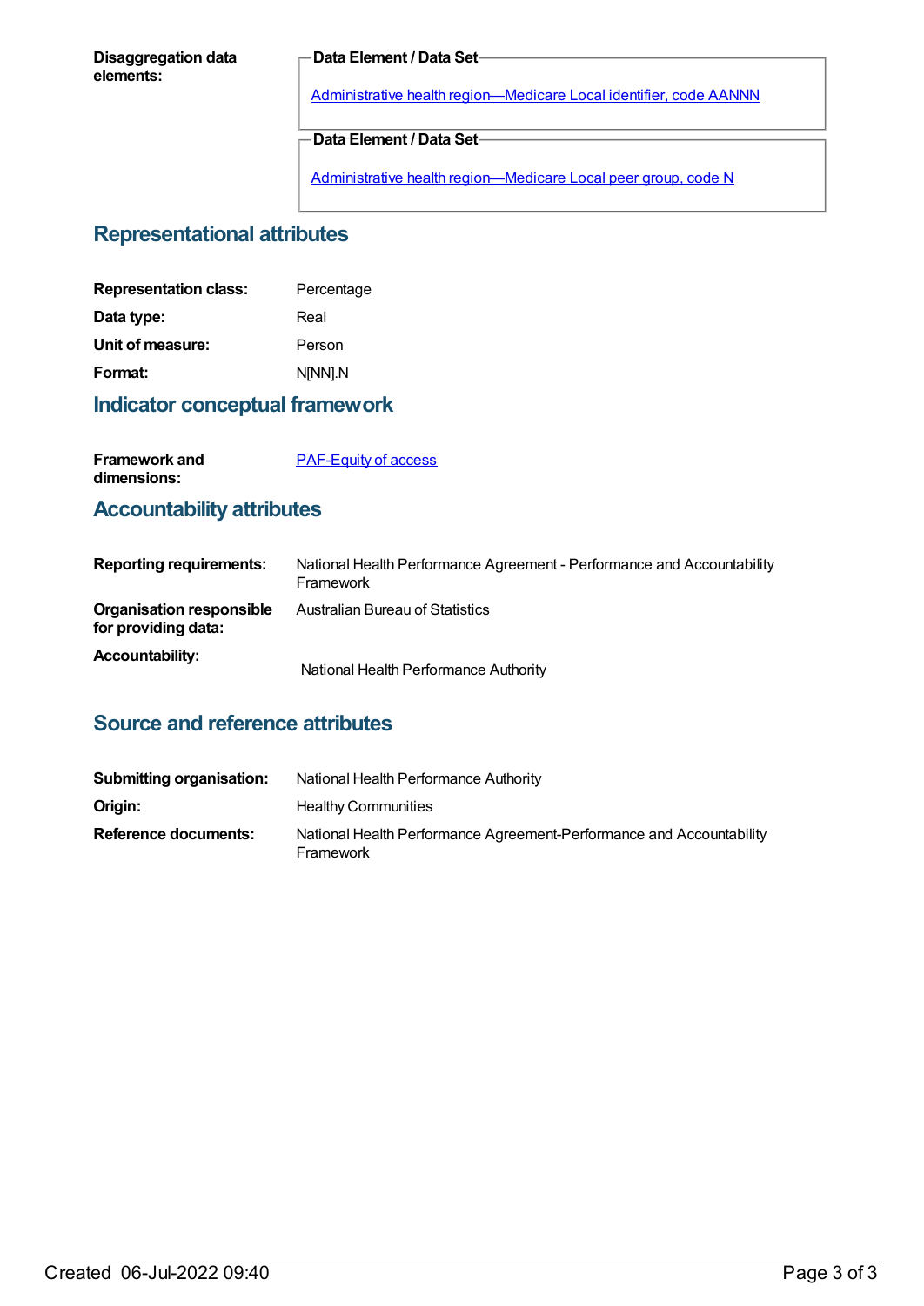**Disaggregation data elements:**

**Data Element / Data Set**

Administrative health region—Medicare Local identifier, code AANNN

**Data Element / Data Set**

Administrative health region—Medicare Local peer group, code N

## Representational attributes

| | |
|---|---|
| **Representation class:** | Percentage |
| **Data type:** | Real |
| **Unit of measure:** | Person |
| **Format:** | N[NN].N |

## Indicator conceptual framework

| | |
|---|---|
| **Framework and dimensions:** | PAF-Equity of access |

## Accountability attributes

| | |
|---|---|
| **Reporting requirements:** | National Health Performance Agreement - Performance and Accountability Framework |
| **Organisation responsible for providing data:** | Australian Bureau of Statistics |
| **Accountability:** | National Health Performance Authority |

## Source and reference attributes

| | |
|---|---|
| **Submitting organisation:** | National Health Performance Authority |
| **Origin:** | Healthy Communities |
| **Reference documents:** | National Health Performance Agreement-Performance and Accountability Framework |